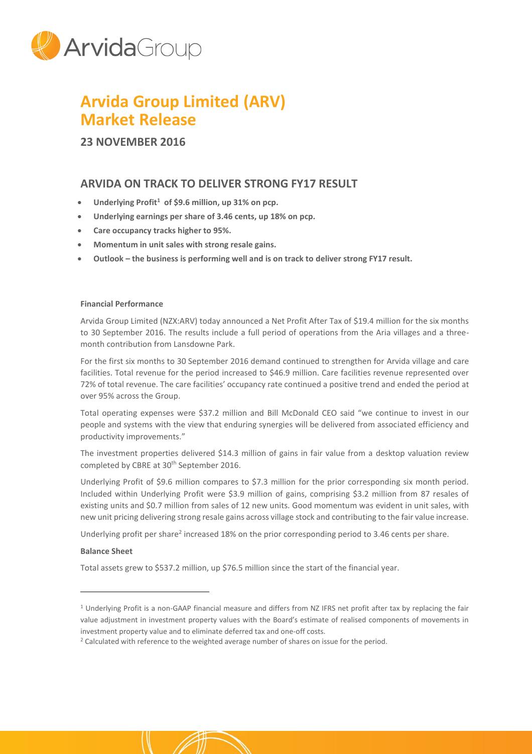# Arvida Group Limited (ARV) Market Release

## 23 NOVEMBER 2016

## ARVIDA ON TRACK TO DELIVER STRONG FY17 RESULT

- **Underlying Profit[1] of $9.6 million, up 31% on pcp.**
- **Underlying earnings per share of 3.46 cents, up 18% on pcp.**
- **Care occupancy tracks higher to 95%.**
- **Momentum in unit sales with strong resale gains.**
- **Outlook – the business is performing well and is on track to deliver strong FY17 result.**

**Financial Performance**

Arvida Group Limited (NZX:ARV) today announced a Net Profit After Tax of $19.4 million for the six months to 30 September 2016. The results include a full period of operations from the Aria villages and a three-month contribution from Lansdowne Park.

For the first six months to 30 September 2016 demand continued to strengthen for Arvida village and care facilities. Total revenue for the period increased to $46.9 million. Care facilities revenue represented over 72% of total revenue. The care facilities' occupancy rate continued a positive trend and ended the period at over 95% across the Group.

Total operating expenses were $37.2 million and Bill McDonald CEO said "we continue to invest in our people and systems with the view that enduring synergies will be delivered from associated efficiency and productivity improvements."

The investment properties delivered $14.3 million of gains in fair value from a desktop valuation review completed by CBRE at 30th September 2016.

Underlying Profit of $9.6 million compares to $7.3 million for the prior corresponding six month period. Included within Underlying Profit were $3.9 million of gains, comprising $3.2 million from 87 resales of existing units and $0.7 million from sales of 12 new units. Good momentum was evident in unit sales, with new unit pricing delivering strong resale gains across village stock and contributing to the fair value increase.

Underlying profit per share[2] increased 18% on the prior corresponding period to 3.46 cents per share.

**Balance Sheet**

Total assets grew to $537.2 million, up $76.5 million since the start of the financial year.

---

[1] Underlying Profit is a non-GAAP financial measure and differs from NZ IFRS net profit after tax by replacing the fair value adjustment in investment property values with the Board's estimate of realised components of movements in investment property value and to eliminate deferred tax and one-off costs.

[2] Calculated with reference to the weighted average number of shares on issue for the period.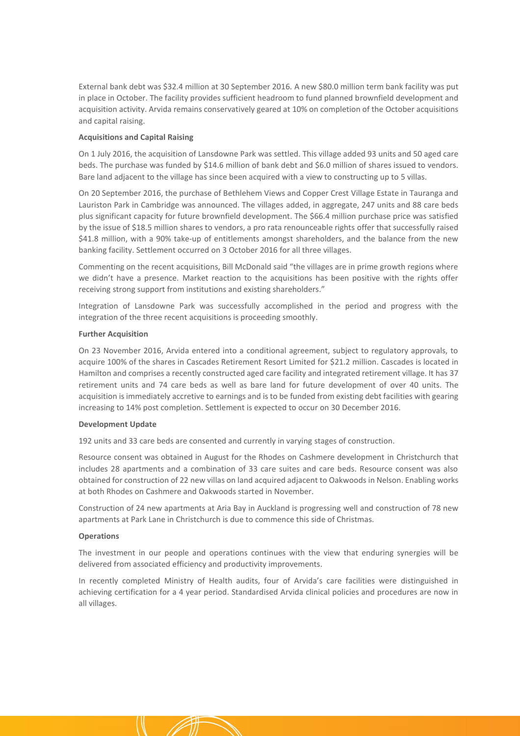External bank debt was $32.4 million at 30 September 2016. A new $80.0 million term bank facility was put in place in October. The facility provides sufficient headroom to fund planned brownfield development and acquisition activity. Arvida remains conservatively geared at 10% on completion of the October acquisitions and capital raising.

**Acquisitions and Capital Raising**

On 1 July 2016, the acquisition of Lansdowne Park was settled. This village added 93 units and 50 aged care beds. The purchase was funded by $14.6 million of bank debt and $6.0 million of shares issued to vendors. Bare land adjacent to the village has since been acquired with a view to constructing up to 5 villas.

On 20 September 2016, the purchase of Bethlehem Views and Copper Crest Village Estate in Tauranga and Lauriston Park in Cambridge was announced. The villages added, in aggregate, 247 units and 88 care beds plus significant capacity for future brownfield development. The $66.4 million purchase price was satisfied by the issue of $18.5 million shares to vendors, a pro rata renounceable rights offer that successfully raised $41.8 million, with a 90% take-up of entitlements amongst shareholders, and the balance from the new banking facility. Settlement occurred on 3 October 2016 for all three villages.

Commenting on the recent acquisitions, Bill McDonald said "the villages are in prime growth regions where we didn't have a presence. Market reaction to the acquisitions has been positive with the rights offer receiving strong support from institutions and existing shareholders."

Integration of Lansdowne Park was successfully accomplished in the period and progress with the integration of the three recent acquisitions is proceeding smoothly.

**Further Acquisition**

On 23 November 2016, Arvida entered into a conditional agreement, subject to regulatory approvals, to acquire 100% of the shares in Cascades Retirement Resort Limited for $21.2 million. Cascades is located in Hamilton and comprises a recently constructed aged care facility and integrated retirement village. It has 37 retirement units and 74 care beds as well as bare land for future development of over 40 units. The acquisition is immediately accretive to earnings and is to be funded from existing debt facilities with gearing increasing to 14% post completion. Settlement is expected to occur on 30 December 2016.

**Development Update**

192 units and 33 care beds are consented and currently in varying stages of construction.

Resource consent was obtained in August for the Rhodes on Cashmere development in Christchurch that includes 28 apartments and a combination of 33 care suites and care beds. Resource consent was also obtained for construction of 22 new villas on land acquired adjacent to Oakwoods in Nelson. Enabling works at both Rhodes on Cashmere and Oakwoods started in November.

Construction of 24 new apartments at Aria Bay in Auckland is progressing well and construction of 78 new apartments at Park Lane in Christchurch is due to commence this side of Christmas.

**Operations**

The investment in our people and operations continues with the view that enduring synergies will be delivered from associated efficiency and productivity improvements.

In recently completed Ministry of Health audits, four of Arvida's care facilities were distinguished in achieving certification for a 4 year period. Standardised Arvida clinical policies and procedures are now in all villages.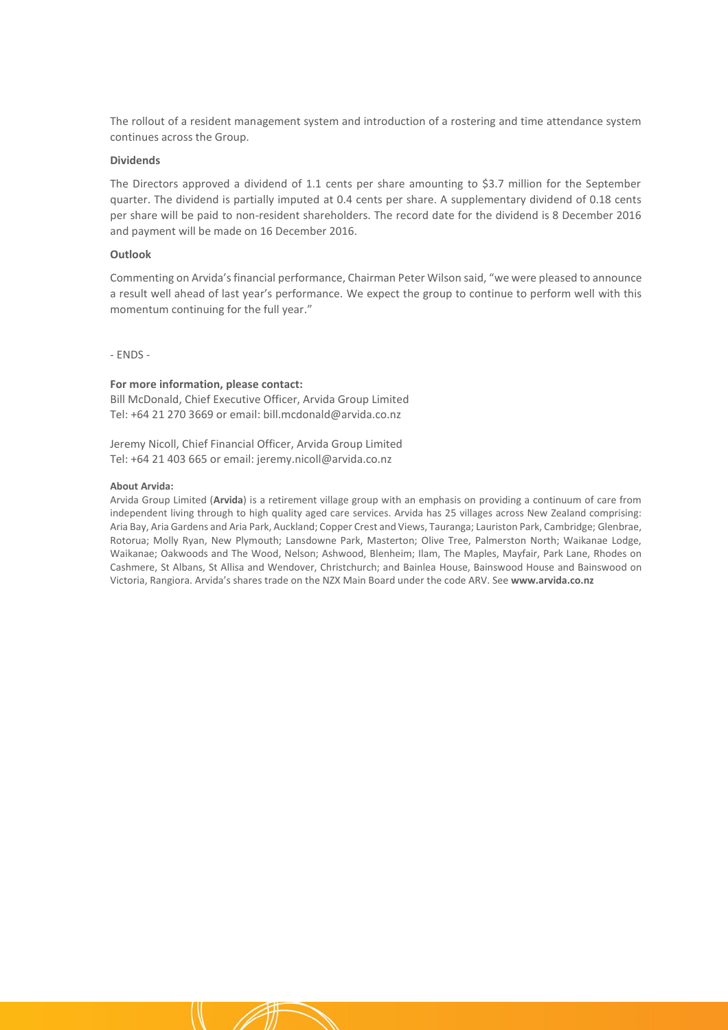The rollout of a resident management system and introduction of a rostering and time attendance system continues across the Group.

**Dividends**

The Directors approved a dividend of 1.1 cents per share amounting to $3.7 million for the September quarter. The dividend is partially imputed at 0.4 cents per share. A supplementary dividend of 0.18 cents per share will be paid to non-resident shareholders. The record date for the dividend is 8 December 2016 and payment will be made on 16 December 2016.

**Outlook**

Commenting on Arvida's financial performance, Chairman Peter Wilson said, "we were pleased to announce a result well ahead of last year's performance. We expect the group to continue to perform well with this momentum continuing for the full year."

\- ENDS -

**For more information, please contact:**
Bill McDonald, Chief Executive Officer, Arvida Group Limited
Tel: +64 21 270 3669 or email: bill.mcdonald@arvida.co.nz

Jeremy Nicoll, Chief Financial Officer, Arvida Group Limited
Tel: +64 21 403 665 or email: jeremy.nicoll@arvida.co.nz

**About Arvida:**
Arvida Group Limited (**Arvida**) is a retirement village group with an emphasis on providing a continuum of care from independent living through to high quality aged care services. Arvida has 25 villages across New Zealand comprising: Aria Bay, Aria Gardens and Aria Park, Auckland; Copper Crest and Views, Tauranga; Lauriston Park, Cambridge; Glenbrae, Rotorua; Molly Ryan, New Plymouth; Lansdowne Park, Masterton; Olive Tree, Palmerston North; Waikanae Lodge, Waikanae; Oakwoods and The Wood, Nelson; Ashwood, Blenheim; Ilam, The Maples, Mayfair, Park Lane, Rhodes on Cashmere, St Albans, St Allisa and Wendover, Christchurch; and Bainlea House, Bainswood House and Bainswood on Victoria, Rangiora. Arvida's shares trade on the NZX Main Board under the code ARV. See **www.arvida.co.nz**